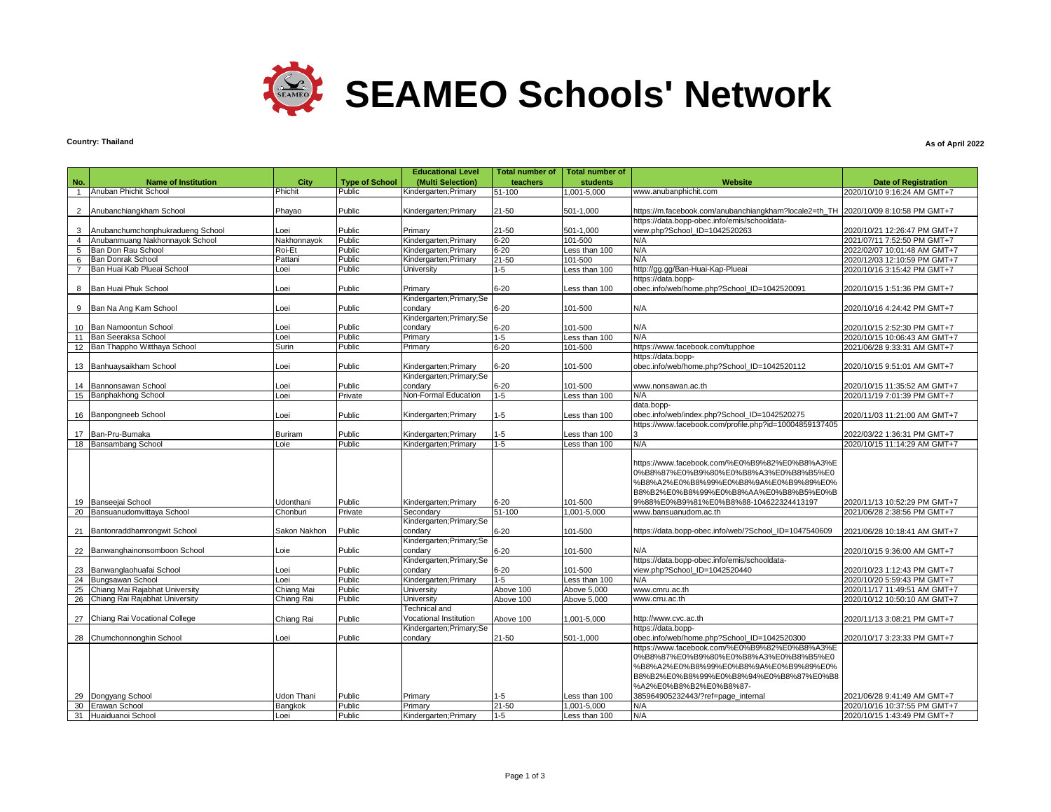# SEAMEO Schools' Network

**Country: Thailand**

**As of April 2022**

| No. | Name of Institution | City | Type of School | Educational Level (Multi Selection) | Total number of teachers | Total number of students | Website | Date of Registration |
|---|---|---|---|---|---|---|---|---|
| 1 | Anuban Phichit School | Phichit | Public | Kindergarten;Primary | 51-100 | 1,001-5,000 | www.anubanphichit.com | 2020/10/10 9:16:24 AM GMT+7 |
| 2 | Anubanchiangkham School | Phayao | Public | Kindergarten;Primary | 21-50 | 501-1,000 | https://m.facebook.com/anubanchiangkham?locale2=th_TH | 2020/10/09 8:10:58 PM GMT+7 |
| 3 | Anubanchumchonphukradueng School | Loei | Public | Primary | 21-50 | 501-1,000 | https://data.bopp-obec.info/emis/schooldata-view.php?School_ID=1042520263 | 2020/10/21 12:26:47 PM GMT+7 |
| 4 | Anubanmuang Nakhonnayok School | Nakhonnayok | Public | Kindergarten;Primary | 6-20 | 101-500 | N/A | 2021/07/11 7:52:50 PM GMT+7 |
| 5 | Ban Don Rau School | Roi-Et | Public | Kindergarten;Primary | 6-20 | Less than 100 | N/A | 2022/02/07 10:01:48 AM GMT+7 |
| 6 | Ban Donrak School | Pattani | Public | Kindergarten;Primary | 21-50 | 101-500 | N/A | 2020/12/03 12:10:59 PM GMT+7 |
| 7 | Ban Huai Kab Plueai School | Loei | Public | University | 1-5 | Less than 100 | http://gg.gg/Ban-Huai-Kap-Plueai | 2020/10/16 3:15:42 PM GMT+7 |
| 8 | Ban Huai Phuk School | Loei | Public | Primary | 6-20 | Less than 100 | https://data.bopp-obec.info/web/home.php?School_ID=1042520091 | 2020/10/15 1:51:36 PM GMT+7 |
| 9 | Ban Na Ang Kam School | Loei | Public | Kindergarten;Primary;Secondary | 6-20 | 101-500 | N/A | 2020/10/16 4:24:42 PM GMT+7 |
| 10 | Ban Namoontun School | Loei | Public | Kindergarten;Primary;Secondary | 6-20 | 101-500 | N/A | 2020/10/15 2:52:30 PM GMT+7 |
| 11 | Ban Seeraksa School | Loei | Public | Primary | 1-5 | Less than 100 | N/A | 2020/10/15 10:06:43 AM GMT+7 |
| 12 | Ban Thappho Witthaya School | Surin | Public | Primary | 6-20 | 101-500 | https://www.facebook.com/tupphoe | 2021/06/28 9:33:31 AM GMT+7 |
| 13 | Banhuaysaikham School | Loei | Public | Kindergarten;Primary | 6-20 | 101-500 | https://data.bopp-obec.info/web/home.php?School_ID=1042520112 | 2020/10/15 9:51:01 AM GMT+7 |
| 14 | Bannonsawan School | Loei | Public | Kindergarten;Primary;Secondary | 6-20 | 101-500 | www.nonsawan.ac.th | 2020/10/15 11:35:52 AM GMT+7 |
| 15 | Banphakhong School | Loei | Private | Non-Formal Education | 1-5 | Less than 100 | N/A | 2020/11/19 7:01:39 PM GMT+7 |
| 16 | Banpongneeb School | Loei | Public | Kindergarten;Primary | 1-5 | Less than 100 | data.bopp-obec.info/web/index.php?School_ID=1042520275 | 2020/11/03 11:21:00 AM GMT+7 |
| 17 | Ban-Pru-Bumaka | Buriram | Public | Kindergarten;Primary | 1-5 | Less than 100 | https://www.facebook.com/profile.php?id=100048591374053 | 2022/03/22 1:36:31 PM GMT+7 |
| 18 | Bansambang School | Loie | Public | Kindergarten;Primary | 1-5 | Less than 100 | N/A | 2020/10/15 11:14:29 AM GMT+7 |
| 19 | Banseejai School | Udonthani | Public | Kindergarten;Primary | 6-20 | 101-500 | https://www.facebook.com/%E0%B9%82%E0%B8%A3%E0%B8%87%E0%B9%80%E0%B8%A3%E0%B8%B5%E0%B8%A2%E0%B8%99%E0%B8%9A%E0%B9%89%E0%B8%B2%E0%B8%99%E0%B8%AA%E0%B8%B5%E0%B9%88%E0%B9%81%E0%B8%88-104622324413197 | 2020/11/13 10:52:29 PM GMT+7 |
| 20 | Bansuanudomvittaya School | Chonburi | Private | Secondary | 51-100 | 1,001-5,000 | www.bansuanudom.ac.th | 2021/06/28 2:38:56 PM GMT+7 |
| 21 | Bantonraddhamrongwit School | Sakon Nakhon | Public | Kindergarten;Primary;Secondary | 6-20 | 101-500 | https://data.bopp-obec.info/web/?School_ID=1047540609 | 2021/06/28 10:18:41 AM GMT+7 |
| 22 | Banwanghainonsomboon School | Loie | Public | Kindergarten;Primary;Secondary | 6-20 | 101-500 | N/A | 2020/10/15 9:36:00 AM GMT+7 |
| 23 | Banwanglaohuafai School | Loei | Public | Kindergarten;Primary;Secondary | 6-20 | 101-500 | https://data.bopp-obec.info/emis/schooldata-view.php?School_ID=1042520440 | 2020/10/23 1:12:43 PM GMT+7 |
| 24 | Bungsawan School | Loei | Public | Kindergarten;Primary | 1-5 | Less than 100 | N/A | 2020/10/20 5:59:43 PM GMT+7 |
| 25 | Chiang Mai Rajabhat University | Chiang Mai | Public | University | Above 100 | Above 5,000 | www.cmru.ac.th | 2020/11/17 11:49:51 AM GMT+7 |
| 26 | Chiang Rai Rajabhat University | Chiang Rai | Public | University | Above 100 | Above 5,000 | www.crru.ac.th | 2020/10/12 10:50:10 AM GMT+7 |
| 27 | Chiang Rai Vocational College | Chiang Rai | Public | Technical and Vocational Institution | Above 100 | 1,001-5,000 | http://www.cvc.ac.th | 2020/11/13 3:08:21 PM GMT+7 |
| 28 | Chumchonnonghin School | Loei | Public | Kindergarten;Primary;Secondary | 21-50 | 501-1,000 | https://data.bopp-obec.info/web/home.php?School_ID=1042520300 | 2020/10/17 3:23:33 PM GMT+7 |
| 29 | Dongyang School | Udon Thani | Public | Primary | 1-5 | Less than 100 | https://www.facebook.com/%E0%B9%82%E0%B8%A3%E0%B8%87%E0%B9%80%E0%B8%A3%E0%B8%B5%E0%B8%A2%E0%B8%99%E0%B8%9A%E0%B9%89%E0%B8%B2%E0%B8%99%E0%B8%94%E0%B8%87%E0%B8%A2%E0%B8%B2%E0%B8%87-385964905232443/?ref=page_internal | 2021/06/28 9:41:49 AM GMT+7 |
| 30 | Erawan School | Bangkok | Public | Primary | 21-50 | 1,001-5,000 | N/A | 2020/10/16 10:37:55 PM GMT+7 |
| 31 | Huaiduanoi School | Loei | Public | Kindergarten;Primary | 1-5 | Less than 100 | N/A | 2020/10/15 1:43:49 PM GMT+7 |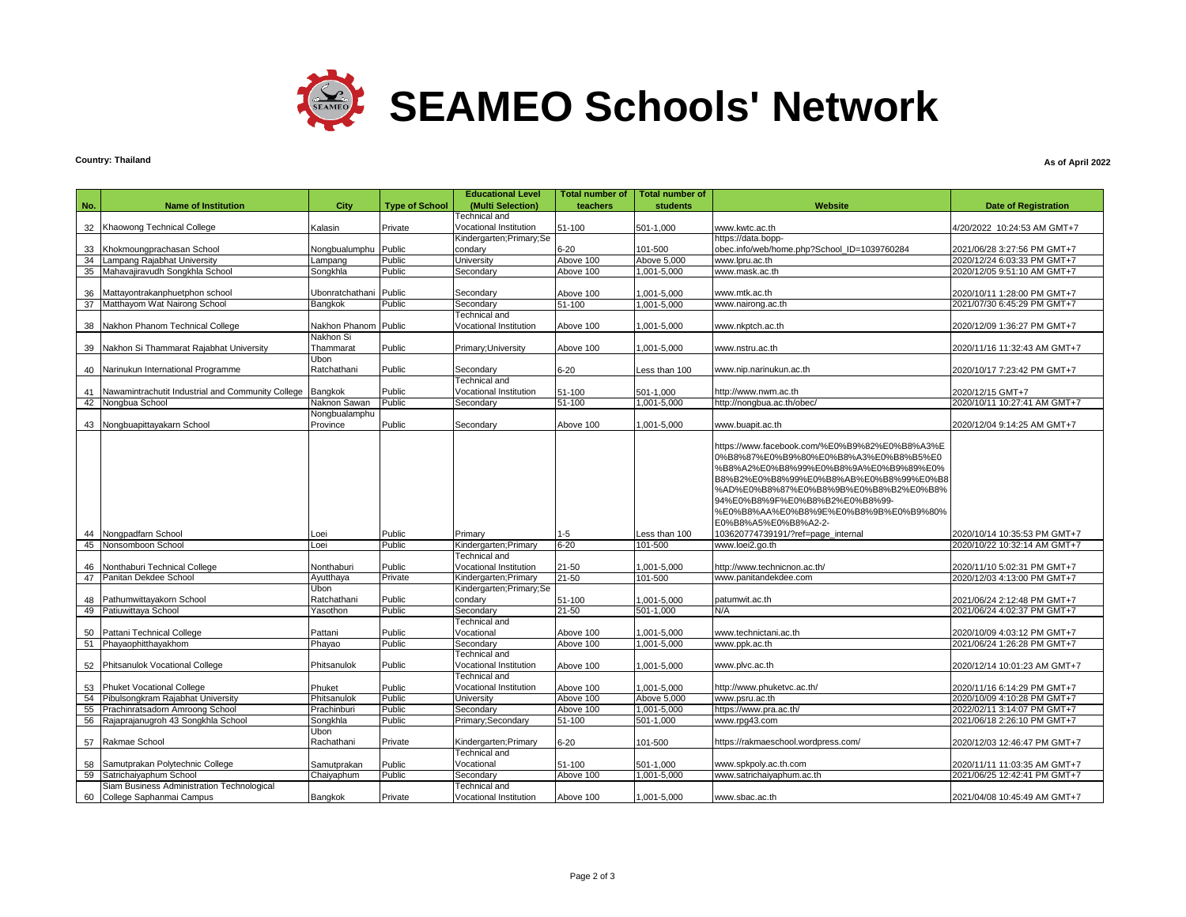# SEAMEO Schools' Network

**Country: Thailand**

**As of April 2022**

| No. | Name of Institution | City | Type of School | Educational Level (Multi Selection) | Total number of teachers | Total number of students | Website | Date of Registration |
|---|---|---|---|---|---|---|---|---|
| 32 | Khaowong Technical College | Kalasin | Private | Technical and Vocational Institution | 51-100 | 501-1,000 | www.kwtc.ac.th | 4/20/2022 10:24:53 AM GMT+7 |
| 33 | Khokmoungprachasan School | Nongbualumphu | Public | Kindergarten;Primary;Secondary | 6-20 | 101-500 | https://data.bopp-obec.info/web/home.php?School_ID=1039760284 | 2021/06/28 3:27:56 PM GMT+7 |
| 34 | Lampang Rajabhat University | Lampang | Public | University | Above 100 | Above 5,000 | www.lpru.ac.th | 2020/12/24 6:03:33 PM GMT+7 |
| 35 | Mahavajiravudh Songkhla School | Songkhla | Public | Secondary | Above 100 | 1,001-5,000 | www.mask.ac.th | 2020/12/05 9:51:10 AM GMT+7 |
| 36 | Mattayontrakanphuetphon school | Ubonratchathani | Public | Secondary | Above 100 | 1,001-5,000 | www.mtk.ac.th | 2020/10/11 1:28:00 PM GMT+7 |
| 37 | Matthayom Wat Nairong School | Bangkok | Public | Secondary | 51-100 | 1,001-5,000 | www.nairong.ac.th | 2021/07/30 6:45:29 PM GMT+7 |
| 38 | Nakhon Phanom Technical College | Nakhon Phanom | Public | Technical and Vocational Institution | Above 100 | 1,001-5,000 | www.nkptch.ac.th | 2020/12/09 1:36:27 PM GMT+7 |
| 39 | Nakhon Si Thammarat Rajabhat University | Nakhon Si Thammarat | Public | Primary;University | Above 100 | 1,001-5,000 | www.nstru.ac.th | 2020/11/16 11:32:43 AM GMT+7 |
| 40 | Narinukun International Programme | Ubon Ratchathani | Public | Secondary | 6-20 | Less than 100 | www.nip.narinukun.ac.th | 2020/10/17 7:23:42 PM GMT+7 |
| 41 | Nawamintrachutit Industrial and Community College | Bangkok | Public | Technical and Vocational Institution | 51-100 | 501-1,000 | http://www.nwm.ac.th | 2020/12/15 GMT+7 |
| 42 | Nongbua School | Naknon Sawan | Public | Secondary | 51-100 | 1,001-5,000 | http://nongbua.ac.th/obec/ | 2020/10/11 10:27:41 AM GMT+7 |
| 43 | Nongbuapittayakarn School | Nongbualamphu Province | Public | Secondary | Above 100 | 1,001-5,000 | www.buapit.ac.th | 2020/12/04 9:14:25 AM GMT+7 |
| 44 | Nongpadfarn School | Loei | Public | Primary | 1-5 | Less than 100 | https://www.facebook.com/%E0%B9%82%E0%B8%A3%E0%B8%87%E0%B9%80%E0%B8%A3%E0%B8%B5%E0%B8%A2%E0%B8%99%E0%B8%9A%E0%B9%89%E0%B8%B2%E0%B8%99%E0%B8%AB%E0%B8%99%E0%B8%AD%E0%B8%87%E0%B8%9B%E0%B8%B2%E0%B8%94%E0%B8%9F%E0%B8%B2%E0%B8%99-%E0%B8%AA%E0%B8%9E%E0%B8%9B%E0%B9%80%E0%B8%A5%E0%B8%A2-2-103620774739191/?ref=page_internal | 2020/10/14 10:35:53 PM GMT+7 |
| 45 | Nonsomboon School | Loei | Public | Kindergarten;Primary | 6-20 | 101-500 | www.loei2.go.th | 2020/10/22 10:32:14 AM GMT+7 |
| 46 | Nonthaburi Technical College | Nonthaburi | Public | Technical and Vocational Institution | 21-50 | 1,001-5,000 | http://www.technicnon.ac.th/ | 2020/11/10 5:02:31 PM GMT+7 |
| 47 | Panitan Dekdee School | Ayutthaya | Private | Kindergarten;Primary | 21-50 | 101-500 | www.panitandekdee.com | 2020/12/03 4:13:00 PM GMT+7 |
| 48 | Pathumwittayakorn School | Ubon Ratchathani | Public | Kindergarten;Primary;Secondary | 51-100 | 1,001-5,000 | patumwit.ac.th | 2021/06/24 2:12:48 PM GMT+7 |
| 49 | Patiuwittaya School | Yasothon | Public | Secondary | 21-50 | 501-1,000 | N/A | 2021/06/24 4:02:37 PM GMT+7 |
| 50 | Pattani Technical College | Pattani | Public | Technical and Vocational | Above 100 | 1,001-5,000 | www.technictani.ac.th | 2020/10/09 4:03:12 PM GMT+7 |
| 51 | Phayaophitthayakhom | Phayao | Public | Secondary | Above 100 | 1,001-5,000 | www.ppk.ac.th | 2021/06/24 1:26:28 PM GMT+7 |
| 52 | Phitsanulok Vocational College | Phitsanulok | Public | Technical and Vocational Institution | Above 100 | 1,001-5,000 | www.plvc.ac.th | 2020/12/14 10:01:23 AM GMT+7 |
| 53 | Phuket Vocational College | Phuket | Public | Technical and Vocational Institution | Above 100 | 1,001-5,000 | http://www.phuketvc.ac.th/ | 2020/11/16 6:14:29 PM GMT+7 |
| 54 | Pibulsongkram Rajabhat University | Phitsanulok | Public | University | Above 100 | Above 5,000 | www.psru.ac.th | 2020/10/09 4:10:28 PM GMT+7 |
| 55 | Prachinratsadorn Amroong School | Prachinburi | Public | Secondary | Above 100 | 1,001-5,000 | https://www.pra.ac.th/ | 2022/02/11 3:14:07 PM GMT+7 |
| 56 | Rajaprajanugroh 43 Songkhla School | Songkhla | Public | Primary;Secondary | 51-100 | 501-1,000 | www.rpg43.com | 2021/06/18 2:26:10 PM GMT+7 |
| 57 | Rakmae School | Ubon Rachathani | Private | Kindergarten;Primary | 6-20 | 101-500 | https://rakmaeschool.wordpress.com/ | 2020/12/03 12:46:47 PM GMT+7 |
| 58 | Samutprakan Polytechnic College | Samutprakan | Public | Technical and Vocational | 51-100 | 501-1,000 | www.spkpoly.ac.th.com | 2020/11/11 11:03:35 AM GMT+7 |
| 59 | Satrichaiyaphum School | Chaiyaphum | Public | Secondary | Above 100 | 1,001-5,000 | www.satrichaiyaphum.ac.th | 2021/06/25 12:42:41 PM GMT+7 |
| 60 | Siam Business Administration Technological College Saphanmai Campus | Bangkok | Private | Technical and Vocational Institution | Above 100 | 1,001-5,000 | www.sbac.ac.th | 2021/04/08 10:45:49 AM GMT+7 |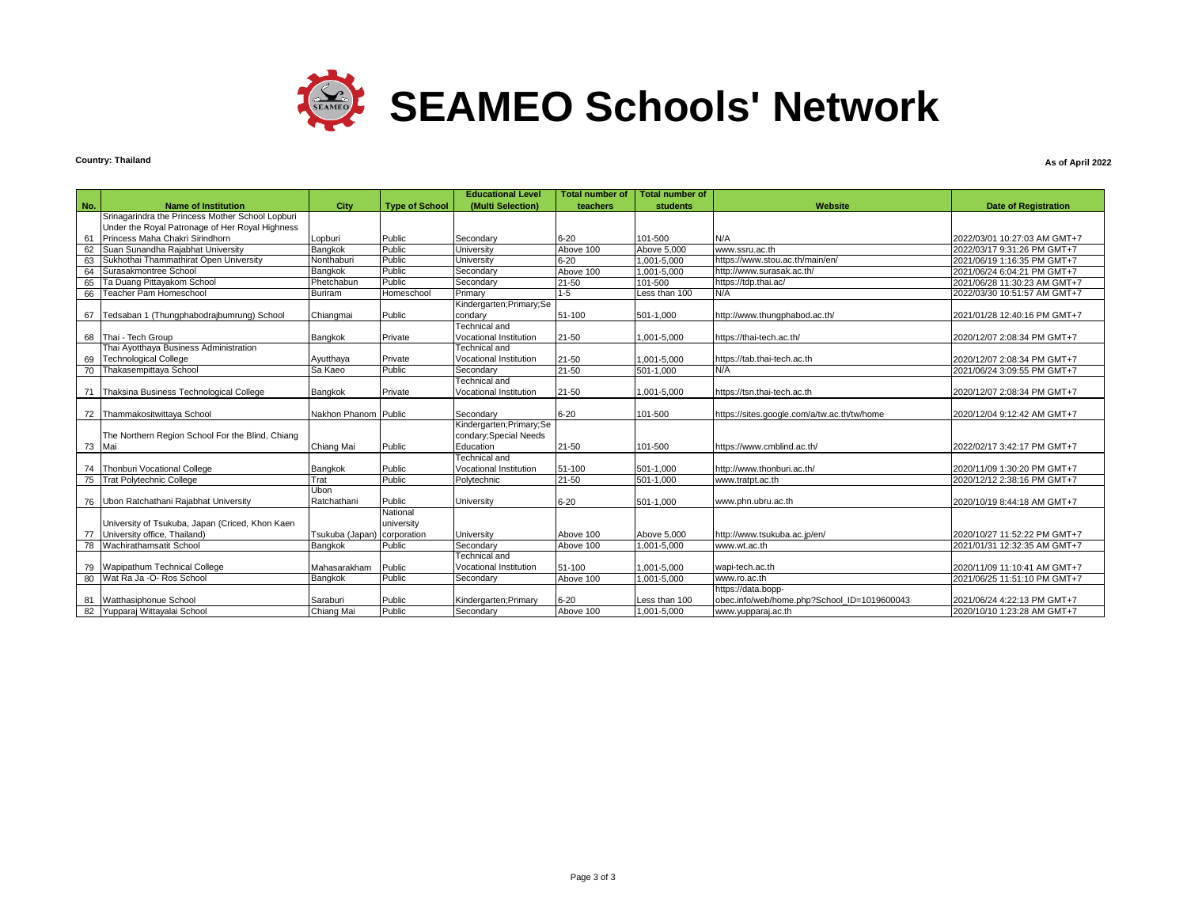# SEAMEO Schools' Network

**Country: Thailand**

**As of April 2022**

| No. | Name of Institution | City | Type of School | Educational Level (Multi Selection) | Total number of teachers | Total number of students | Website | Date of Registration |
|---|---|---|---|---|---|---|---|---|
| 61 | Srinagarindra the Princess Mother School Lopburi Under the Royal Patronage of Her Royal Highness Princess Maha Chakri Sirindhorn | Lopburi | Public | Secondary | 6-20 | 101-500 | N/A | 2022/03/01 10:27:03 AM GMT+7 |
| 62 | Suan Sunandha Rajabhat University | Bangkok | Public | University | Above 100 | Above 5,000 | www.ssru.ac.th | 2022/03/17 9:31:26 PM GMT+7 |
| 63 | Sukhothai Thammathirat Open University | Nonthaburi | Public | University | 6-20 | 1,001-5,000 | https://www.stou.ac.th/main/en/ | 2021/06/19 1:16:35 PM GMT+7 |
| 64 | Surasakmontree School | Bangkok | Public | Secondary | Above 100 | 1,001-5,000 | http://www.surasak.ac.th/ | 2021/06/24 6:04:21 PM GMT+7 |
| 65 | Ta Duang Pittayakom School | Phetchabun | Public | Secondary | 21-50 | 101-500 | https://tdp.thai.ac/ | 2021/06/28 11:30:23 AM GMT+7 |
| 66 | Teacher Pam Homeschool | Buriram | Homeschool | Primary | 1-5 | Less than 100 | N/A | 2022/03/30 10:51:57 AM GMT+7 |
| 67 | Tedsaban 1 (Thungphabodrajbumrung) School | Chiangmai | Public | Kindergarten;Primary;Secondary | 51-100 | 501-1,000 | http://www.thungphabod.ac.th/ | 2021/01/28 12:40:16 PM GMT+7 |
| 68 | Thai - Tech Group | Bangkok | Private | Technical and Vocational Institution | 21-50 | 1,001-5,000 | https://thai-tech.ac.th/ | 2020/12/07 2:08:34 PM GMT+7 |
| 69 | Thai Ayotthaya Business Administration Technological College | Ayutthaya | Private | Technical and Vocational Institution | 21-50 | 1,001-5,000 | https://tab.thai-tech.ac.th | 2020/12/07 2:08:34 PM GMT+7 |
| 70 | Thakasempittaya School | Sa Kaeo | Public | Secondary | 21-50 | 501-1,000 | N/A | 2021/06/24 3:09:55 PM GMT+7 |
| 71 | Thaksina Business Technological College | Bangkok | Private | Technical and Vocational Institution | 21-50 | 1,001-5,000 | https://tsn.thai-tech.ac.th | 2020/12/07 2:08:34 PM GMT+7 |
| 72 | Thammakositwittaya School | Nakhon Phanom | Public | Secondary | 6-20 | 101-500 | https://sites.google.com/a/tw.ac.th/tw/home | 2020/12/04 9:12:42 AM GMT+7 |
| 73 | The Northern Region School For the Blind, Chiang Mai | Chiang Mai | Public | Kindergarten;Primary;Secondary;Special Needs Education | 21-50 | 101-500 | https://www.cmblind.ac.th/ | 2022/02/17 3:42:17 PM GMT+7 |
| 74 | Thonburi Vocational College | Bangkok | Public | Technical and Vocational Institution | 51-100 | 501-1,000 | http://www.thonburi.ac.th/ | 2020/11/09 1:30:20 PM GMT+7 |
| 75 | Trat Polytechnic College | Trat | Public | Polytechnic | 21-50 | 501-1,000 | www.tratpt.ac.th | 2020/12/12 2:38:16 PM GMT+7 |
| 76 | Ubon Ratchathani Rajabhat University | Ubon Ratchathani | Public | University | 6-20 | 501-1,000 | www.phn.ubru.ac.th | 2020/10/19 8:44:18 AM GMT+7 |
| 77 | University of Tsukuba, Japan (Criced, Khon Kaen University office, Thailand) | Tsukuba (Japan) | National university corporation | University | Above 100 | Above 5,000 | http://www.tsukuba.ac.jp/en/ | 2020/10/27 11:52:22 PM GMT+7 |
| 78 | Wachirathamsatit School | Bangkok | Public | Secondary | Above 100 | 1,001-5,000 | www.wt.ac.th | 2021/01/31 12:32:35 AM GMT+7 |
| 79 | Wapipathum Technical College | Mahasarakham | Public | Technical and Vocational Institution | 51-100 | 1,001-5,000 | wapi-tech.ac.th | 2020/11/09 11:10:41 AM GMT+7 |
| 80 | Wat Ra Ja -O- Ros School | Bangkok | Public | Secondary | Above 100 | 1,001-5,000 | www.ro.ac.th | 2021/06/25 11:51:10 PM GMT+7 |
| 81 | Watthasiphonue School | Saraburi | Public | Kindergarten;Primary | 6-20 | Less than 100 | https://data.bopp-obec.info/web/home.php?School_ID=1019600043 | 2021/06/24 4:22:13 PM GMT+7 |
| 82 | Yupparaj Wittayalai School | Chiang Mai | Public | Secondary | Above 100 | 1,001-5,000 | www.yupparaj.ac.th | 2020/10/10 1:23:28 AM GMT+7 |